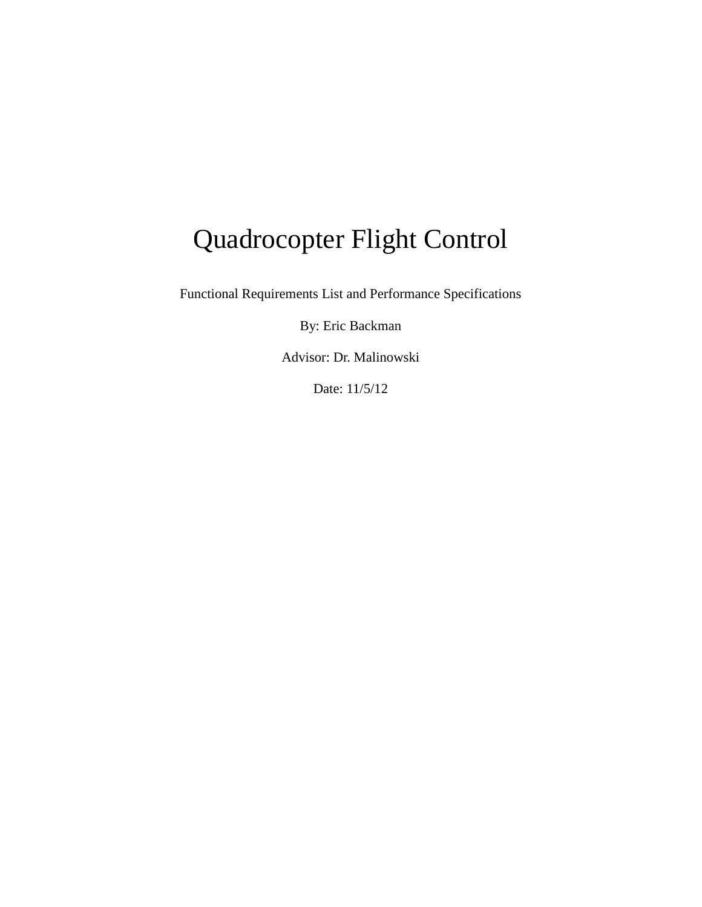# Quadrocopter Flight Control

Functional Requirements List and Performance Specifications

By: Eric Backman

Advisor: Dr. Malinowski

Date: 11/5/12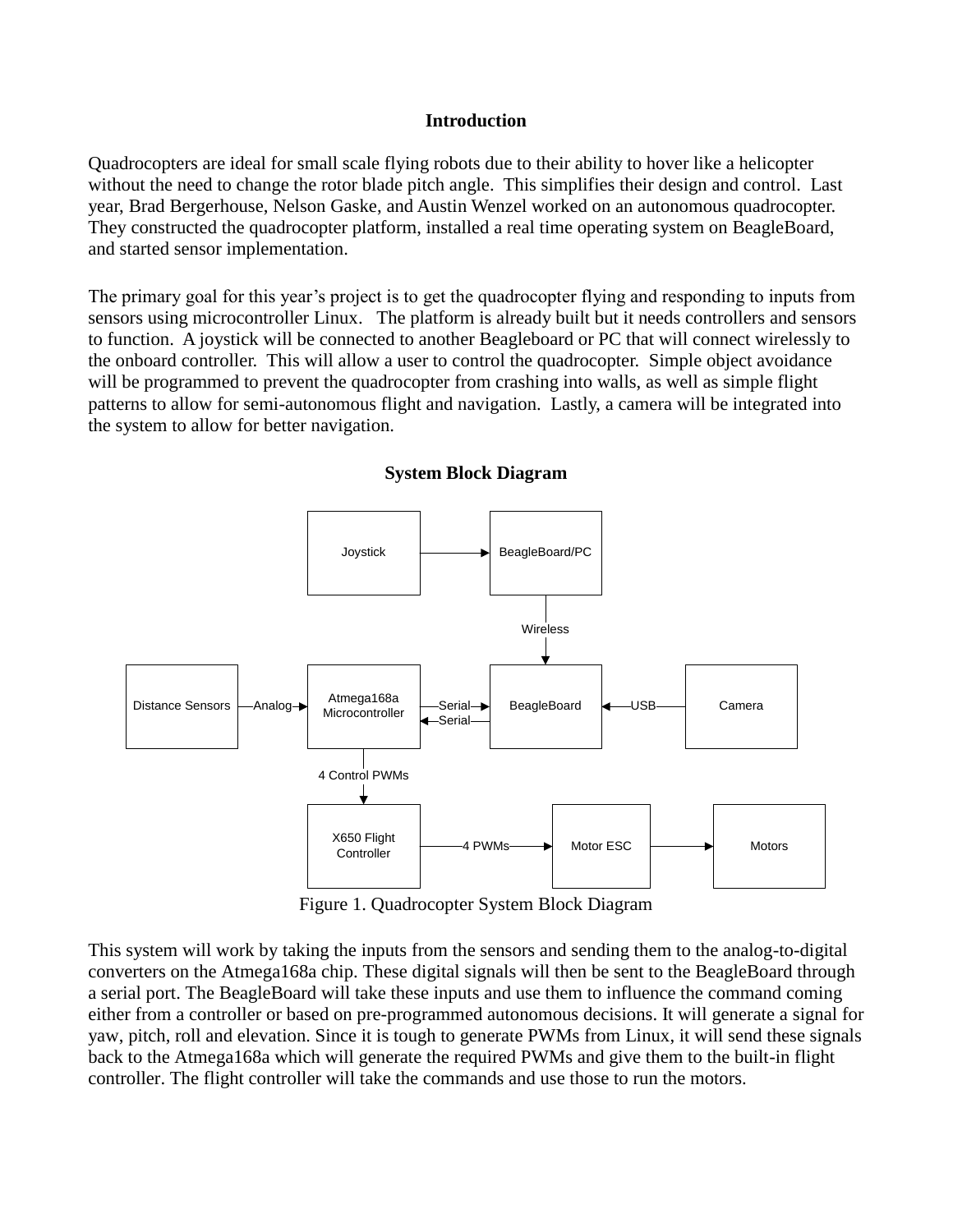## Introduction

Quadrocopters are ideal for small scale flying robots due to their ability to hover like a helicopter without the need to change the rotor blade pitch angle. This simplifies their design and control. Last year, Brad Bergerhouse, Nelson Gaske, and Austin Wenzel worked on an autonomous quadrocopter. They constructed the quadrocopter platform, installed a real time operating system on BeagleBoard, and started sensor implementation.

The primary goal for this year's project is to get the quadrocopter flying and responding to inputs from sensors using microcontroller Linux. The platform is already built but it needs controllers and sensors to function. A joystick will be connected to another Beagleboard or PC that will connect wirelessly to the onboard controller. This will allow a user to control the quadrocopter. Simple object avoidance will be programmed to prevent the quadrocopter from crashing into walls, as well as simple flight patterns to allow for semi-autonomous flight and navigation. Lastly, a camera will be integrated into the system to allow for better navigation.

## System Block Diagram

Joystick → BeagleBoard/PC

BeagleBoard/PC → (Wireless) → BeagleBoard

Distance Sensors → (Analog) → Atmega168a Microcontroller

Atmega168a Microcontroller ↔ (Serial / Serial) ↔ BeagleBoard

Camera → (USB) → BeagleBoard

Atmega168a Microcontroller → (4 Control PWMs) → X650 Flight Controller

X650 Flight Controller → (4 PWMs) → Motor ESC → Motors

Figure 1. Quadrocopter System Block Diagram

This system will work by taking the inputs from the sensors and sending them to the analog-to-digital converters on the Atmega168a chip. These digital signals will then be sent to the BeagleBoard through a serial port. The BeagleBoard will take these inputs and use them to influence the command coming either from a controller or based on pre-programmed autonomous decisions. It will generate a signal for yaw, pitch, roll and elevation. Since it is tough to generate PWMs from Linux, it will send these signals back to the Atmega168a which will generate the required PWMs and give them to the built-in flight controller. The flight controller will take the commands and use those to run the motors.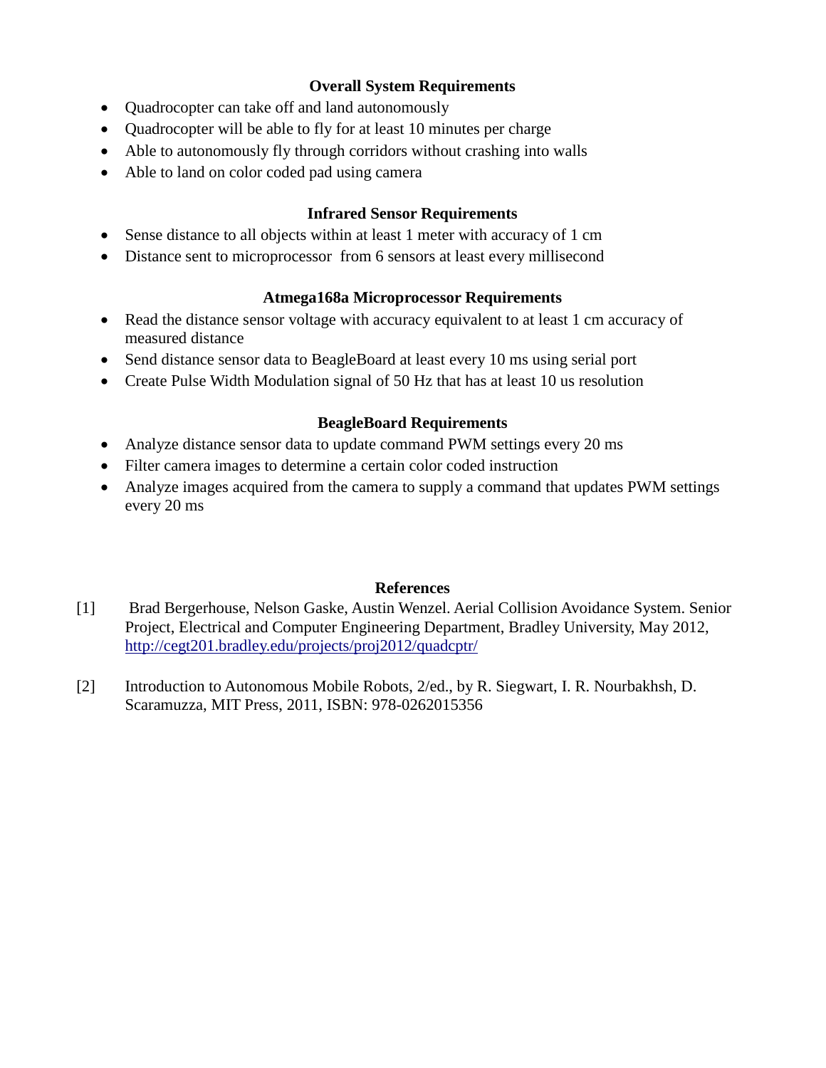## Overall System Requirements

- Quadrocopter can take off and land autonomously
- Quadrocopter will be able to fly for at least 10 minutes per charge
- Able to autonomously fly through corridors without crashing into walls
- Able to land on color coded pad using camera

## Infrared Sensor Requirements

- Sense distance to all objects within at least 1 meter with accuracy of 1 cm
- Distance sent to microprocessor from 6 sensors at least every millisecond

## Atmega168a Microprocessor Requirements

- Read the distance sensor voltage with accuracy equivalent to at least 1 cm accuracy of measured distance
- Send distance sensor data to BeagleBoard at least every 10 ms using serial port
- Create Pulse Width Modulation signal of 50 Hz that has at least 10 us resolution

## BeagleBoard Requirements

- Analyze distance sensor data to update command PWM settings every 20 ms
- Filter camera images to determine a certain color coded instruction
- Analyze images acquired from the camera to supply a command that updates PWM settings every 20 ms

## References

[1] Brad Bergerhouse, Nelson Gaske, Austin Wenzel. Aerial Collision Avoidance System. Senior Project, Electrical and Computer Engineering Department, Bradley University, May 2012, http://cegt201.bradley.edu/projects/proj2012/quadcptr/

[2] Introduction to Autonomous Mobile Robots, 2/ed., by R. Siegwart, I. R. Nourbakhsh, D. Scaramuzza, MIT Press, 2011, ISBN: 978-0262015356